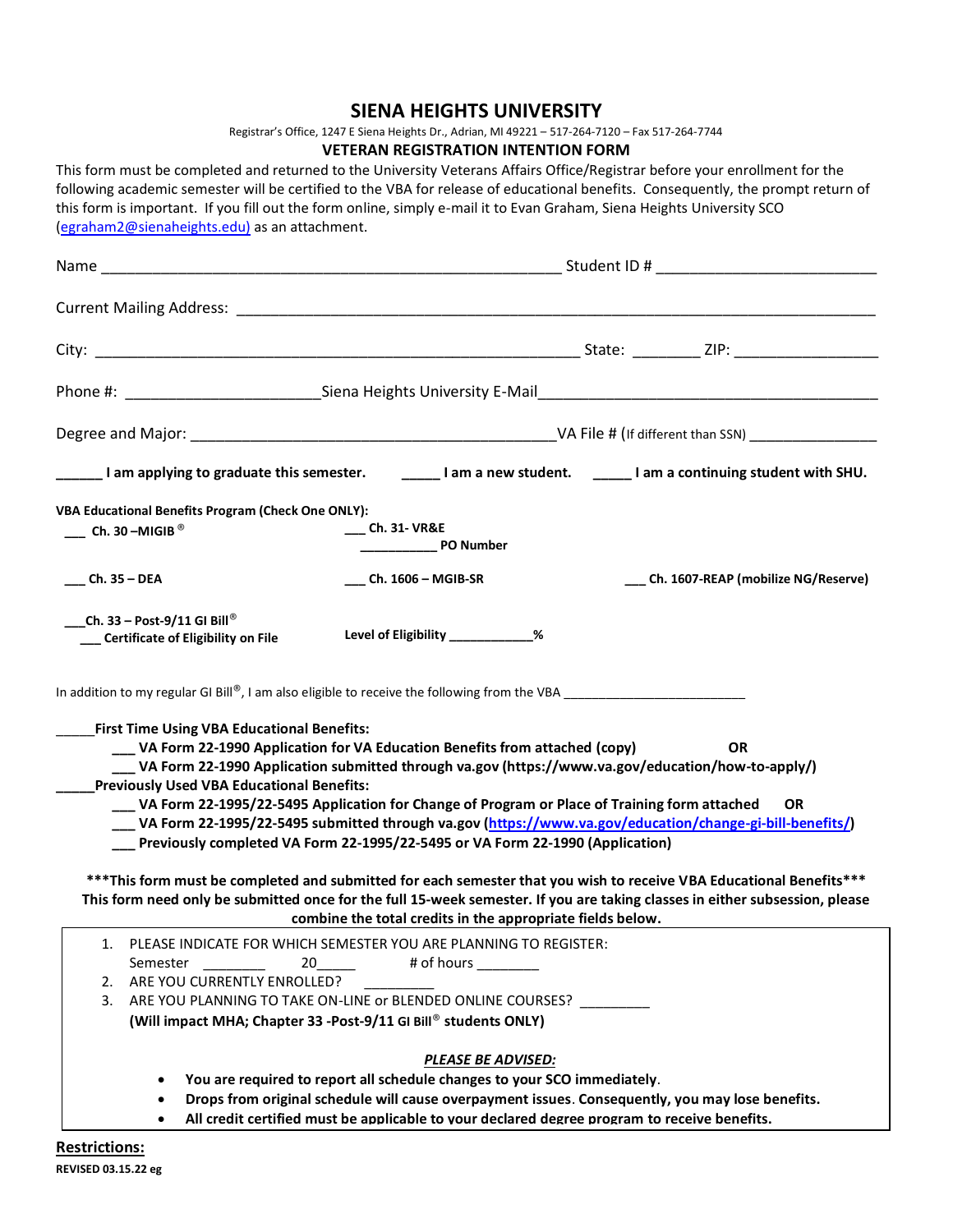# SIENA HEIGHTS UNIVERSITY

Registrar's Office, 1247 E Siena Heights Dr., Adrian, MI 49221 – 517-264-7120 – Fax 517-264-7744

## VETERAN REGISTRATION INTENTION FORM

This form must be completed and returned to the University Veterans Affairs Office/Registrar before your enrollment for the following academic semester will be certified to the VBA for release of educational benefits. Consequently, the prompt return of this form is important. If you fill out the form online, simply e-mail it to Evan Graham, Siena Heights University SCO (egraham2@sienaheights.edu) as an attachment.

Name ______________________________________________________ Student ID # __________________________

Current Mailing Address: ____________________________________________________________________________

City: _________________________________________________________ State: ________ ZIP: _________________

Phone #: _______________________Siena Heights University E-Mail________________________________________

Degree and Major: ___________________________________________VA File # (If different than SSN) _______________

**______ I am applying to graduate this semester.** **_____ I am a new student.** **_____ I am a continuing student with SHU.**

**VBA Educational Benefits Program (Check One ONLY):**

**___ Ch. 30 –MIGIB ®**

**___ Ch. 31- VR&E**
**___________ PO Number**

**___ Ch. 35 – DEA**

**___ Ch. 1606 – MGIB-SR**

**___ Ch. 1607-REAP (mobilize NG/Reserve)**

**___Ch. 33 – Post-9/11 GI Bill®**
**___ Certificate of Eligibility on File**

**Level of Eligibility ____________%**

In addition to my regular GI Bill®, I am also eligible to receive the following from the VBA _________________________

**_____First Time Using VBA Educational Benefits:**
- **___ VA Form 22-1990 Application for VA Education Benefits from attached (copy) OR**
- **___ VA Form 22-1990 Application submitted through va.gov (https://www.va.gov/education/how-to-apply/)**

**_____Previously Used VBA Educational Benefits:**
- **___ VA Form 22-1995/22-5495 Application for Change of Program or Place of Training form attached OR**
- **___ VA Form 22-1995/22-5495 submitted through va.gov (https://www.va.gov/education/change-gi-bill-benefits/)**
- **___ Previously completed VA Form 22-1995/22-5495 or VA Form 22-1990 (Application)**

**\*\*\*This form must be completed and submitted for each semester that you wish to receive VBA Educational Benefits\*\*\***
**This form need only be submitted once for the full 15-week semester. If you are taking classes in either subsession, please combine the total credits in the appropriate fields below.**

1. PLEASE INDICATE FOR WHICH SEMESTER YOU ARE PLANNING TO REGISTER:
   Semester ________ 20_____ # of hours ________
2. ARE YOU CURRENTLY ENROLLED? _________
3. ARE YOU PLANNING TO TAKE ON-LINE or BLENDED ONLINE COURSES? _________
   **(Will impact MHA; Chapter 33 -Post-9/11 GI Bill® students ONLY)**

***PLEASE BE ADVISED:***

- **You are required to report all schedule changes to your SCO immediately**.
- **Drops from original schedule will cause overpayment issues**. **Consequently, you may lose benefits.**
- **All credit certified must be applicable to your declared degree program to receive benefits.**

**Restrictions:**

**REVISED 03.15.22 eg**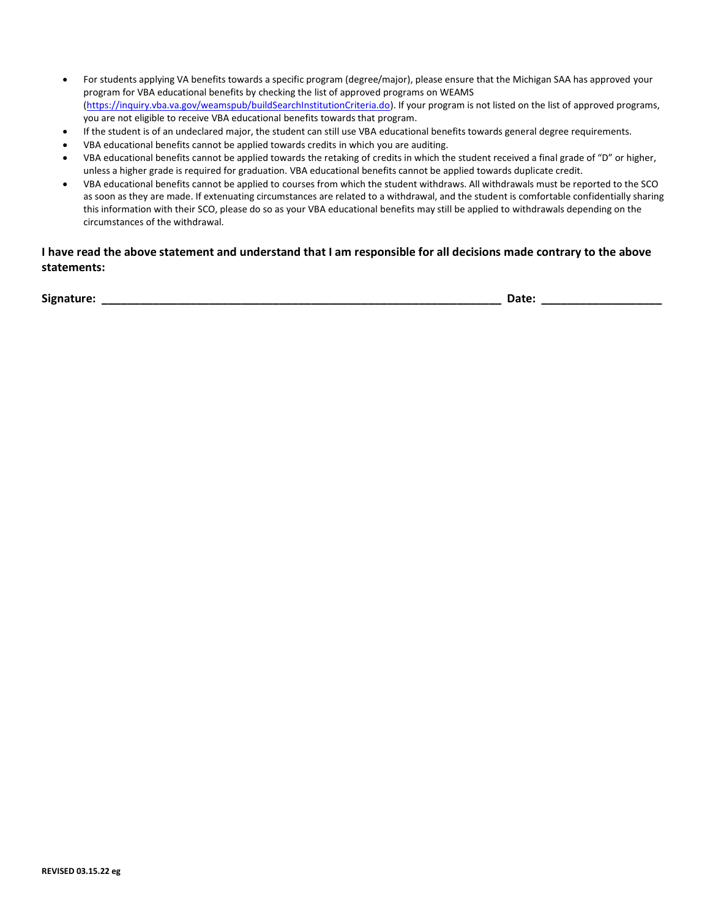- For students applying VA benefits towards a specific program (degree/major), please ensure that the Michigan SAA has approved your program for VBA educational benefits by checking the list of approved programs on WEAMS (https://inquiry.vba.va.gov/weamspub/buildSearchInstitutionCriteria.do). If your program is not listed on the list of approved programs, you are not eligible to receive VBA educational benefits towards that program.
- If the student is of an undeclared major, the student can still use VBA educational benefits towards general degree requirements.
- VBA educational benefits cannot be applied towards credits in which you are auditing.
- VBA educational benefits cannot be applied towards the retaking of credits in which the student received a final grade of "D" or higher, unless a higher grade is required for graduation. VBA educational benefits cannot be applied towards duplicate credit.
- VBA educational benefits cannot be applied to courses from which the student withdraws. All withdrawals must be reported to the SCO as soon as they are made. If extenuating circumstances are related to a withdrawal, and the student is comfortable confidentially sharing this information with their SCO, please do so as your VBA educational benefits may still be applied to withdrawals depending on the circumstances of the withdrawal.

**I have read the above statement and understand that I am responsible for all decisions made contrary to the above statements:**

**Signature:** _______________________________________________________________ **Date:** ___________________

**REVISED 03.15.22 eg**